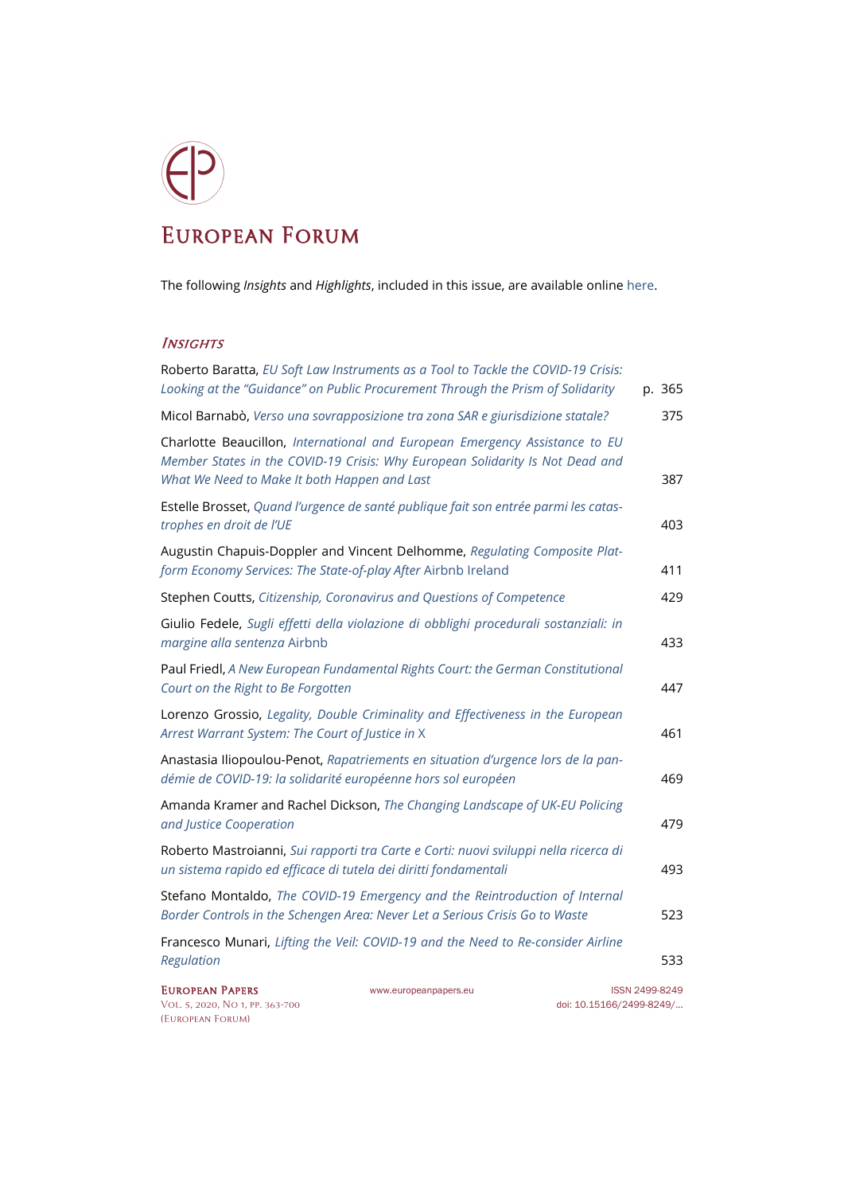# European Forum

The following *Insights* and *Highlights*, included in this issue, are available online here.

## *Insights*

| | |
|---|---|
| Roberto Baratta, *EU Soft Law Instruments as a Tool to Tackle the COVID-19 Crisis: Looking at the "Guidance" on Public Procurement Through the Prism of Solidarity* | p. 365 |
| Micol Barnabò, *Verso una sovrapposizione tra zona SAR e giurisdizione statale?* | 375 |
| Charlotte Beaucillon, *International and European Emergency Assistance to EU Member States in the COVID-19 Crisis: Why European Solidarity Is Not Dead and What We Need to Make It both Happen and Last* | 387 |
| Estelle Brosset, *Quand l'urgence de santé publique fait son entrée parmi les catastrophes en droit de l'UE* | 403 |
| Augustin Chapuis-Doppler and Vincent Delhomme, *Regulating Composite Platform Economy Services: The State-of-play After* Airbnb Ireland | 411 |
| Stephen Coutts, *Citizenship, Coronavirus and Questions of Competence* | 429 |
| Giulio Fedele, *Sugli effetti della violazione di obblighi procedurali sostanziali: in margine alla sentenza* Airbnb | 433 |
| Paul Friedl, *A New European Fundamental Rights Court: the German Constitutional Court on the Right to Be Forgotten* | 447 |
| Lorenzo Grossio, *Legality, Double Criminality and Effectiveness in the European Arrest Warrant System: The Court of Justice in* X | 461 |
| Anastasia Iliopoulou-Penot, *Rapatriements en situation d'urgence lors de la pandémie de COVID-19: la solidarité européenne hors sol européen* | 469 |
| Amanda Kramer and Rachel Dickson, *The Changing Landscape of UK-EU Policing and Justice Cooperation* | 479 |
| Roberto Mastroianni, *Sui rapporti tra Carte e Corti: nuovi sviluppi nella ricerca di un sistema rapido ed efficace di tutela dei diritti fondamentali* | 493 |
| Stefano Montaldo, *The COVID-19 Emergency and the Reintroduction of Internal Border Controls in the Schengen Area: Never Let a Serious Crisis Go to Waste* | 523 |
| Francesco Munari, *Lifting the Veil: COVID-19 and the Need to Re-consider Airline Regulation* | 533 |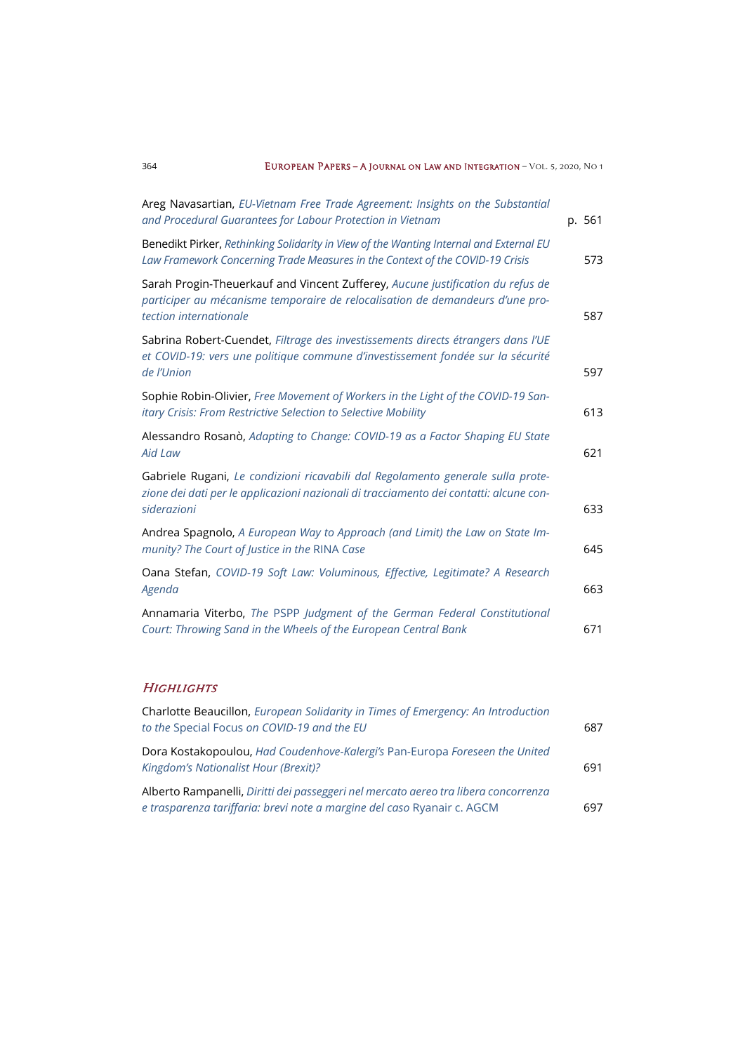Areg Navasartian, *EU-Vietnam Free Trade Agreement: Insights on the Substantial and Procedural Guarantees for Labour Protection in Vietnam* p. 561

Benedikt Pirker, *Rethinking Solidarity in View of the Wanting Internal and External EU Law Framework Concerning Trade Measures in the Context of the COVID-19 Crisis* 573

Sarah Progin-Theuerkauf and Vincent Zufferey, *Aucune justification du refus de participer au mécanisme temporaire de relocalisation de demandeurs d'une protection internationale* 587

Sabrina Robert-Cuendet, *Filtrage des investissements directs étrangers dans l'UE et COVID-19: vers une politique commune d'investissement fondée sur la sécurité de l'Union* 597

Sophie Robin-Olivier, *Free Movement of Workers in the Light of the COVID-19 Sanitary Crisis: From Restrictive Selection to Selective Mobility* 613

Alessandro Rosanò, *Adapting to Change: COVID-19 as a Factor Shaping EU State Aid Law* 621

Gabriele Rugani, *Le condizioni ricavabili dal Regolamento generale sulla protezione dei dati per le applicazioni nazionali di tracciamento dei contatti: alcune considerazioni* 633

Andrea Spagnolo, *A European Way to Approach (and Limit) the Law on State Immunity? The Court of Justice in the* RINA *Case* 645

Oana Stefan, *COVID-19 Soft Law: Voluminous, Effective, Legitimate? A Research Agenda* 663

Annamaria Viterbo, *The* PSPP *Judgment of the German Federal Constitutional Court: Throwing Sand in the Wheels of the European Central Bank* 671

## *Highlights*

Charlotte Beaucillon, *European Solidarity in Times of Emergency: An Introduction to the* Special Focus *on COVID-19 and the EU* 687

Dora Kostakopoulou, *Had Coudenhove-Kalergi's* Pan-Europa *Foreseen the United Kingdom's Nationalist Hour (Brexit)?* 691

Alberto Rampanelli, *Diritti dei passeggeri nel mercato aereo tra libera concorrenza e trasparenza tariffaria: brevi note a margine del caso* Ryanair c. AGCM 697